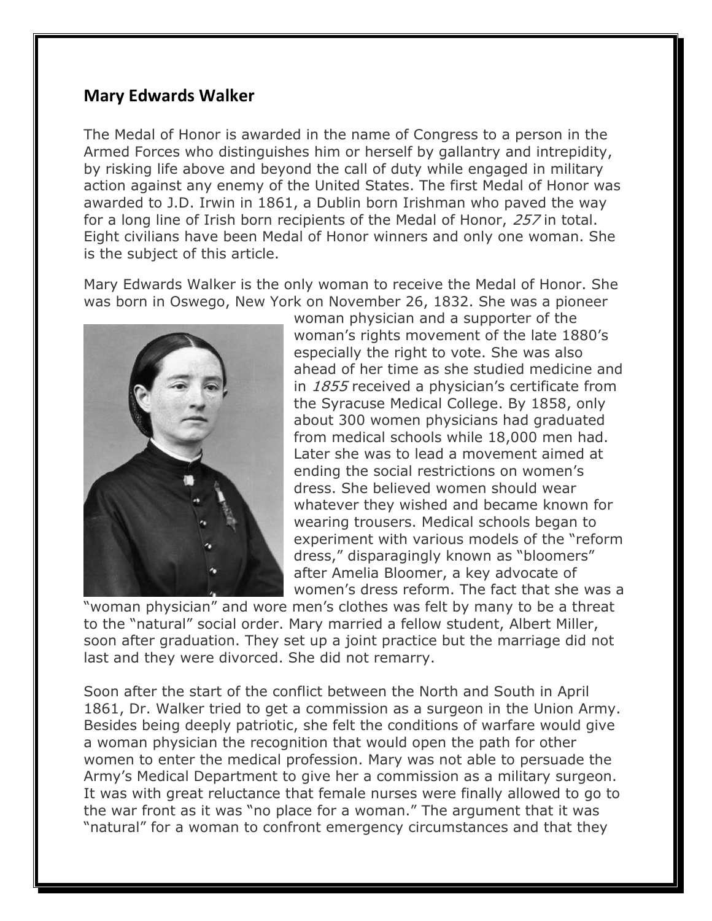## Mary Edwards Walker

The Medal of Honor is awarded in the name of Congress to a person in the Armed Forces who distinguishes him or herself by gallantry and intrepidity, by risking life above and beyond the call of duty while engaged in military action against any enemy of the United States. The first Medal of Honor was awarded to J.D. Irwin in 1861, a Dublin born Irishman who paved the way for a long line of Irish born recipients of the Medal of Honor, *257* in total. Eight civilians have been Medal of Honor winners and only one woman. She is the subject of this article.

Mary Edwards Walker is the only woman to receive the Medal of Honor. She was born in Oswego, New York on November 26, 1832. She was a pioneer woman physician and a supporter of the woman's rights movement of the late 1880's especially the right to vote. She was also ahead of her time as she studied medicine and in *1855* received a physician's certificate from the Syracuse Medical College. By 1858, only about 300 women physicians had graduated from medical schools while 18,000 men had. Later she was to lead a movement aimed at ending the social restrictions on women's dress. She believed women should wear whatever they wished and became known for wearing trousers. Medical schools began to experiment with various models of the "reform dress," disparagingly known as "bloomers" after Amelia Bloomer, a key advocate of women's dress reform. The fact that she was a "woman physician" and wore men's clothes was felt by many to be a threat to the "natural" social order. Mary married a fellow student, Albert Miller, soon after graduation. They set up a joint practice but the marriage did not last and they were divorced. She did not remarry.

Soon after the start of the conflict between the North and South in April 1861, Dr. Walker tried to get a commission as a surgeon in the Union Army. Besides being deeply patriotic, she felt the conditions of warfare would give a woman physician the recognition that would open the path for other women to enter the medical profession. Mary was not able to persuade the Army's Medical Department to give her a commission as a military surgeon. It was with great reluctance that female nurses were finally allowed to go to the war front as it was "no place for a woman." The argument that it was "natural" for a woman to confront emergency circumstances and that they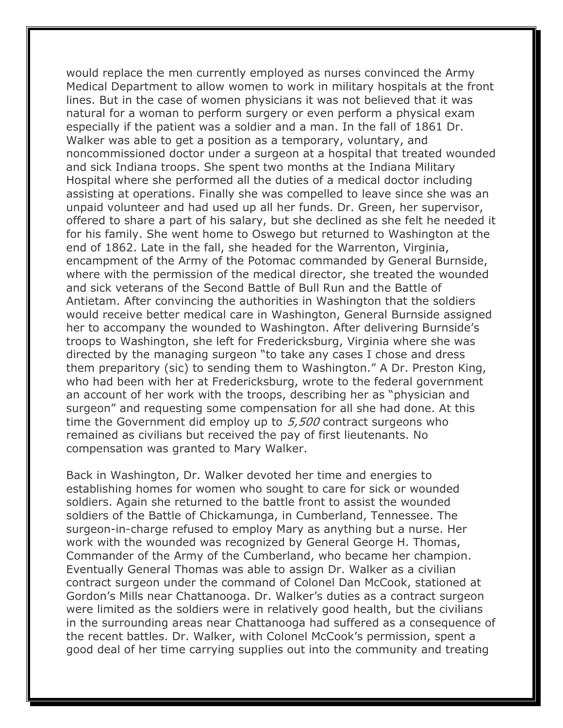would replace the men currently employed as nurses convinced the Army Medical Department to allow women to work in military hospitals at the front lines. But in the case of women physicians it was not believed that it was natural for a woman to perform surgery or even perform a physical exam especially if the patient was a soldier and a man. In the fall of 1861 Dr. Walker was able to get a position as a temporary, voluntary, and noncommissioned doctor under a surgeon at a hospital that treated wounded and sick Indiana troops. She spent two months at the Indiana Military Hospital where she performed all the duties of a medical doctor including assisting at operations. Finally she was compelled to leave since she was an unpaid volunteer and had used up all her funds. Dr. Green, her supervisor, offered to share a part of his salary, but she declined as she felt he needed it for his family. She went home to Oswego but returned to Washington at the end of 1862. Late in the fall, she headed for the Warrenton, Virginia, encampment of the Army of the Potomac commanded by General Burnside, where with the permission of the medical director, she treated the wounded and sick veterans of the Second Battle of Bull Run and the Battle of Antietam. After convincing the authorities in Washington that the soldiers would receive better medical care in Washington, General Burnside assigned her to accompany the wounded to Washington. After delivering Burnside's troops to Washington, she left for Fredericksburg, Virginia where she was directed by the managing surgeon "to take any cases I chose and dress them preparitory (sic) to sending them to Washington." A Dr. Preston King, who had been with her at Fredericksburg, wrote to the federal government an account of her work with the troops, describing her as "physician and surgeon" and requesting some compensation for all she had done. At this time the Government did employ up to *5,500* contract surgeons who remained as civilians but received the pay of first lieutenants. No compensation was granted to Mary Walker.

Back in Washington, Dr. Walker devoted her time and energies to establishing homes for women who sought to care for sick or wounded soldiers. Again she returned to the battle front to assist the wounded soldiers of the Battle of Chickamunga, in Cumberland, Tennessee. The surgeon-in-charge refused to employ Mary as anything but a nurse. Her work with the wounded was recognized by General George H. Thomas, Commander of the Army of the Cumberland, who became her champion. Eventually General Thomas was able to assign Dr. Walker as a civilian contract surgeon under the command of Colonel Dan McCook, stationed at Gordon's Mills near Chattanooga. Dr. Walker's duties as a contract surgeon were limited as the soldiers were in relatively good health, but the civilians in the surrounding areas near Chattanooga had suffered as a consequence of the recent battles. Dr. Walker, with Colonel McCook's permission, spent a good deal of her time carrying supplies out into the community and treating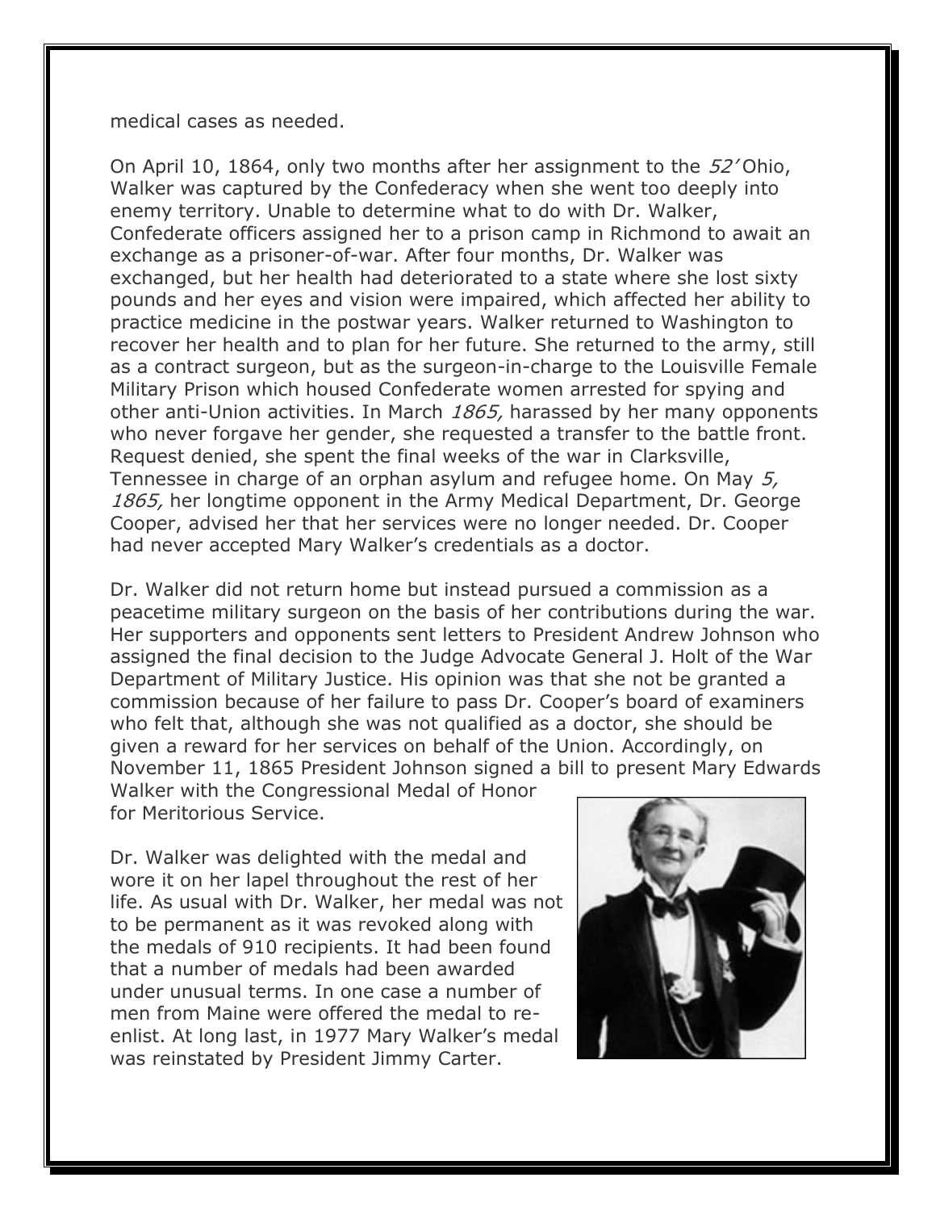medical cases as needed.

On April 10, 1864, only two months after her assignment to the *52'* Ohio, Walker was captured by the Confederacy when she went too deeply into enemy territory. Unable to determine what to do with Dr. Walker, Confederate officers assigned her to a prison camp in Richmond to await an exchange as a prisoner-of-war. After four months, Dr. Walker was exchanged, but her health had deteriorated to a state where she lost sixty pounds and her eyes and vision were impaired, which affected her ability to practice medicine in the postwar years. Walker returned to Washington to recover her health and to plan for her future. She returned to the army, still as a contract surgeon, but as the surgeon-in-charge to the Louisville Female Military Prison which housed Confederate women arrested for spying and other anti-Union activities. In March *1865,* harassed by her many opponents who never forgave her gender, she requested a transfer to the battle front. Request denied, she spent the final weeks of the war in Clarksville, Tennessee in charge of an orphan asylum and refugee home. On May *5, 1865,* her longtime opponent in the Army Medical Department, Dr. George Cooper, advised her that her services were no longer needed. Dr. Cooper had never accepted Mary Walker's credentials as a doctor.

Dr. Walker did not return home but instead pursued a commission as a peacetime military surgeon on the basis of her contributions during the war. Her supporters and opponents sent letters to President Andrew Johnson who assigned the final decision to the Judge Advocate General J. Holt of the War Department of Military Justice. His opinion was that she not be granted a commission because of her failure to pass Dr. Cooper's board of examiners who felt that, although she was not qualified as a doctor, she should be given a reward for her services on behalf of the Union. Accordingly, on November 11, 1865 President Johnson signed a bill to present Mary Edwards Walker with the Congressional Medal of Honor for Meritorious Service.

Dr. Walker was delighted with the medal and wore it on her lapel throughout the rest of her life. As usual with Dr. Walker, her medal was not to be permanent as it was revoked along with the medals of 910 recipients. It had been found that a number of medals had been awarded under unusual terms. In one case a number of men from Maine were offered the medal to re-enlist. At long last, in 1977 Mary Walker's medal was reinstated by President Jimmy Carter.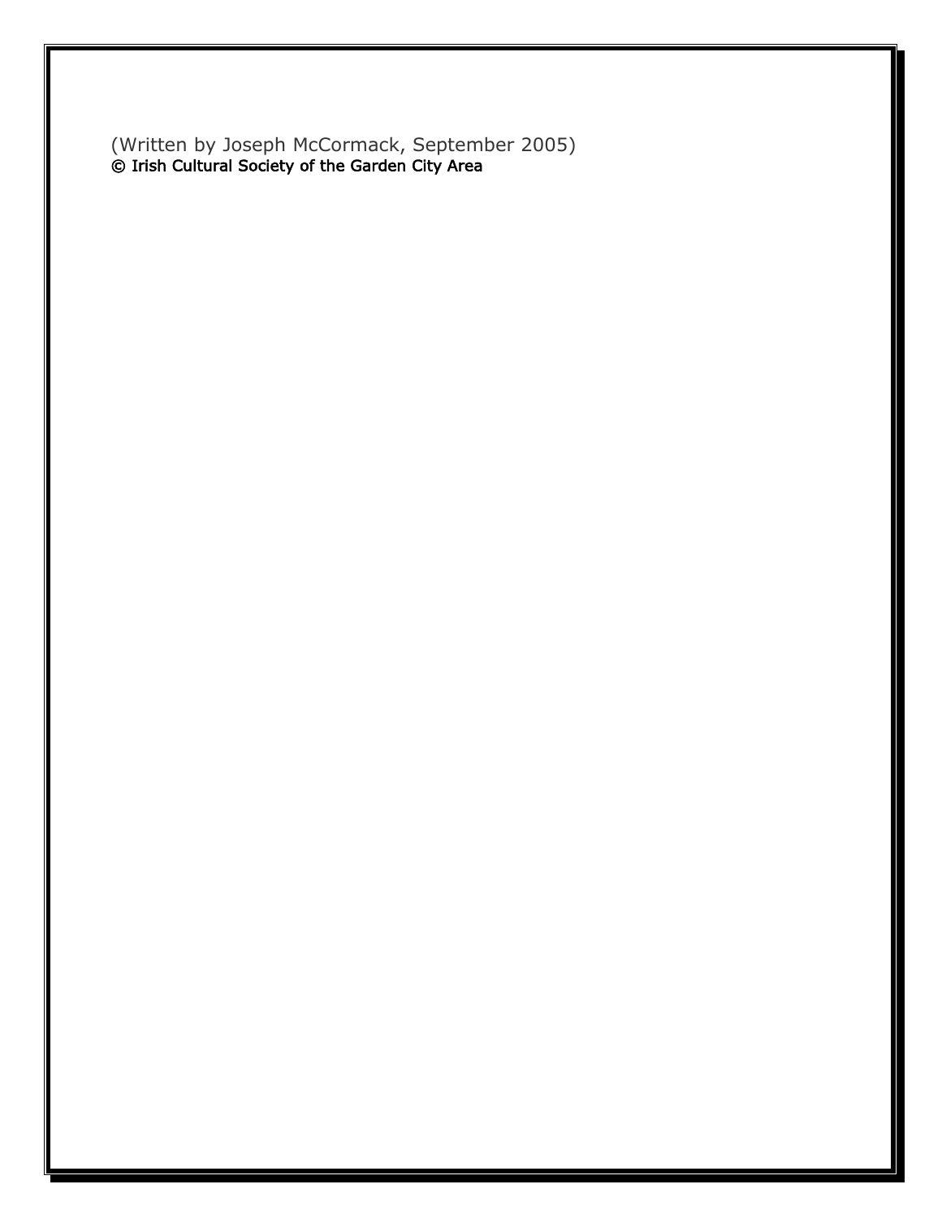(Written by Joseph McCormack, September 2005)
© Irish Cultural Society of the Garden City Area